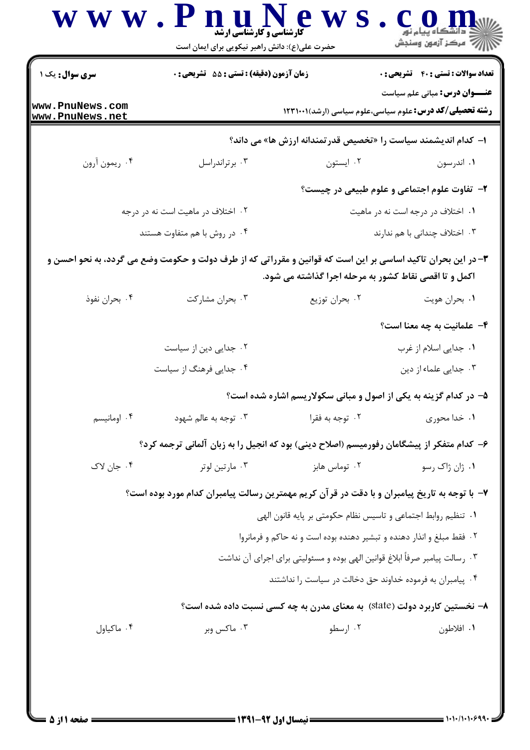**سری سوال:** یک ۱

**زمان آزمون (دقیقه) : تستی : ۵۵ تشریحی : ۰**

**تعداد سوالات : تستی : ۴۰ تشریحی : ۰**

**عنـــوان درس:** مبانی علم سیاست

**رشته تحصیلی/کد درس:** علوم سیاسی،علوم سیاسی (ارشد)۱۲۳۱۰۰۱

**۱- کدام اندیشمند سیاست را «تخصیص قدرتمندانه ارزش ها» می داند؟**

۱. اندرسون
۲. ایستون
۳. برتراندراسل
۴. ریمون آرون

**۲- تفاوت علوم اجتماعی و علوم طبیعی در چیست؟**

۱. اختلاف در درجه است نه در ماهیت
۲. اختلاف در ماهیت است نه در درجه
۳. اختلاف چندانی با هم ندارند
۴. در روش با هم متفاوت هستند

**۳- در این بحران تاکید اساسی بر این است که قوانین و مقرراتی که از طرف دولت و حکومت وضع می گردد، به نحو احسن و اکمل و تا اقصی نقاط کشور به مرحله اجرا گذاشته می شود.**

۱. بحران هویت
۲. بحران توزیع
۳. بحران مشارکت
۴. بحران نفوذ

**۴- علمانیت به چه معنا است؟**

۱. جدایی اسلام از غرب
۲. جدایی دین از سیاست
۳. جدایی علماء از دین
۴. جدایی فرهنگ از سیاست

**۵- در کدام گزینه به یکی از اصول و مبانی سکولاریسم اشاره شده است؟**

۱. خدا محوری
۲. توجه به فقرا
۳. توجه به عالم شهود
۴. اومانیسم

**۶- کدام متفکر از پیشگامان رفورمیسم (اصلاح دینی) بود که انجیل را به زبان آلمانی ترجمه کرد؟**

۱. ژان ژاک رسو
۲. توماس هابز
۳. مارتین لوتر
۴. جان لاک

**۷- با توجه به تاریخ پیامبران و با دقت در قرآن کریم مهمترین رسالت پیامبران کدام مورد بوده است؟**

۱. تنظیم روابط اجتماعی و تاسیس نظام حکومتی بر پایه قانون الهی
۲. فقط مبلغ و انذار دهنده و تبشیر دهنده بوده است و نه حاکم و فرمانروا
۳. رسالت پیامبر صرفاً ابلاغ قوانین الهی بوده و مسئولیتی برای اجرای آن نداشت
۴. پیامبران به فرموده خداوند حق دخالت در سیاست را نداشتند

**۸- نخستین کاربرد دولت (state) به معنای مدرن به چه کسی نسبت داده شده است؟**

۱. افلاطون
۲. ارسطو
۳. ماکس وبر
۴. ماکیاول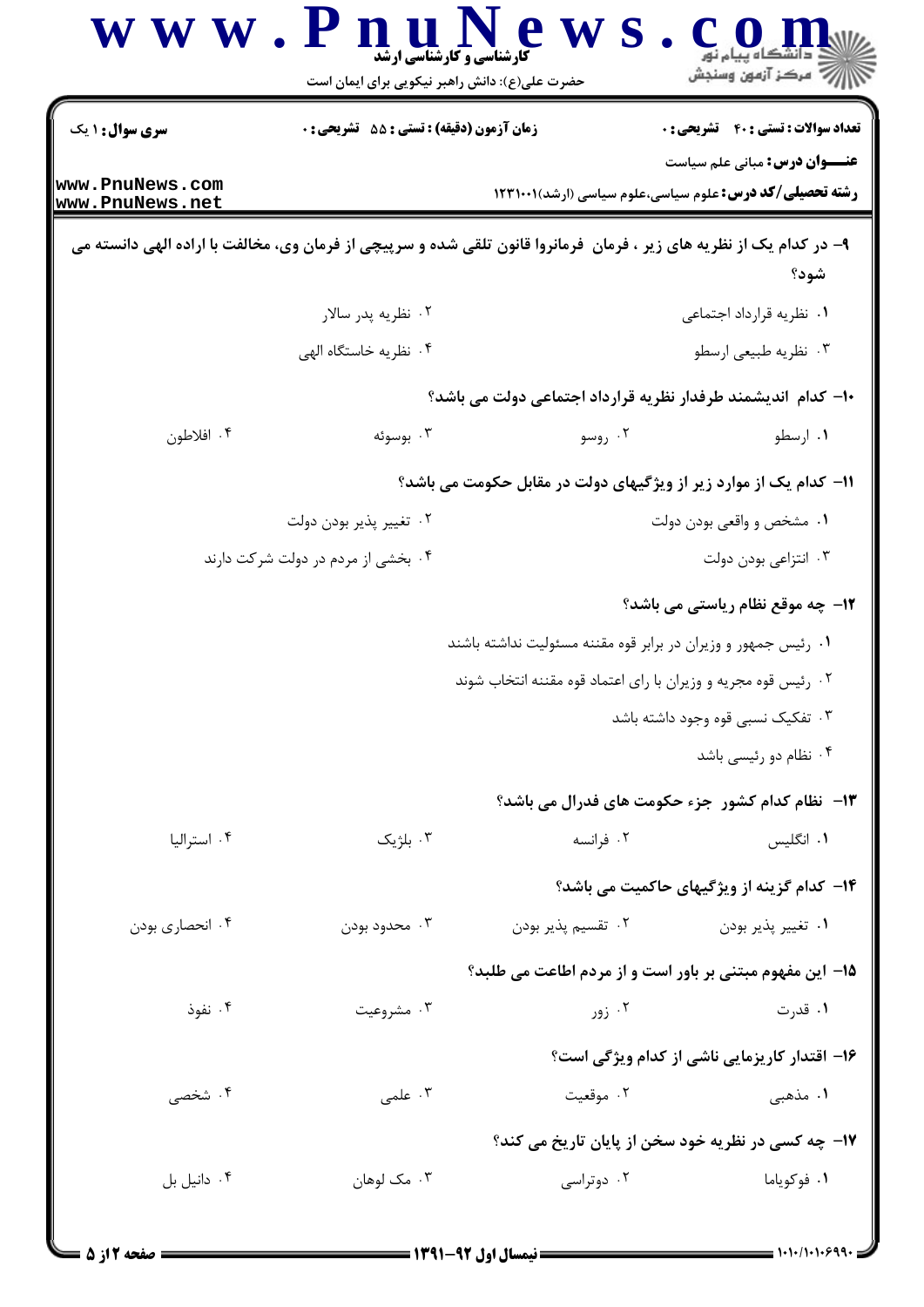**سری سوال:** ۱ یک | **زمان آزمون (دقیقه) : تستی :** ۵۵ **تشریحی :** ۰ | **تعداد سوالات : تستی :** ۴۰ **تشریحی :** ۰

**عنـــوان درس:** مبانی علم سیاست

**رشته تحصیلی/کد درس:** علوم سیاسی،علوم سیاسی (ارشد)۱۲۳۱۰۰۱

۹- در کدام یک از نظریه های زیر ، فرمان فرمانروا قانون تلقی شده و سرپیچی از فرمان وی، مخالفت با اراده الهی دانسته می شود؟

۱. نظریه قرارداد اجتماعی
۲. نظریه پدر سالار
۳. نظریه طبیعی ارسطو
۴. نظریه خاستگاه الهی

۱۰- کدام اندیشمند طرفدار نظریه قرارداد اجتماعی دولت می باشد؟

۱. ارسطو
۲. روسو
۳. بوسوئه
۴. افلاطون

۱۱- کدام یک از موارد زیر از ویژگیهای دولت در مقابل حکومت می باشد؟

۱. مشخص و واقعی بودن دولت
۲. تغییر پذیر بودن دولت
۳. انتزاعی بودن دولت
۴. بخشی از مردم در دولت شرکت دارند

۱۲- چه موقع نظام ریاستی می باشد؟

۱. رئیس جمهور و وزیران در برابر قوه مقننه مسئولیت نداشته باشند
۲. رئیس قوه مجریه و وزیران با رای اعتماد قوه مقننه انتخاب شوند
۳. تفکیک نسبی قوه وجود داشته باشد
۴. نظام دو رئیسی باشد

۱۳- نظام کدام کشور جزء حکومت های فدرال می باشد؟

۱. انگلیس
۲. فرانسه
۳. بلژیک
۴. استرالیا

۱۴- کدام گزینه از ویژگیهای حاکمیت می باشد؟

۱. تغییر پذیر بودن
۲. تقسیم پذیر بودن
۳. محدود بودن
۴. انحصاری بودن

۱۵- این مفهوم مبتنی بر باور است و از مردم اطاعت می طلبد؟

۱. قدرت
۲. زور
۳. مشروعیت
۴. نفوذ

۱۶- اقتدار کاریزمایی ناشی از کدام ویژگی است؟

۱. مذهبی
۲. موقعیت
۳. علمی
۴. شخصی

۱۷- چه کسی در نظریه خود سخن از پایان تاریخ می کند؟

۱. فوکویاما
۲. دوتراسی
۳. مک لوهان
۴. دانیل بل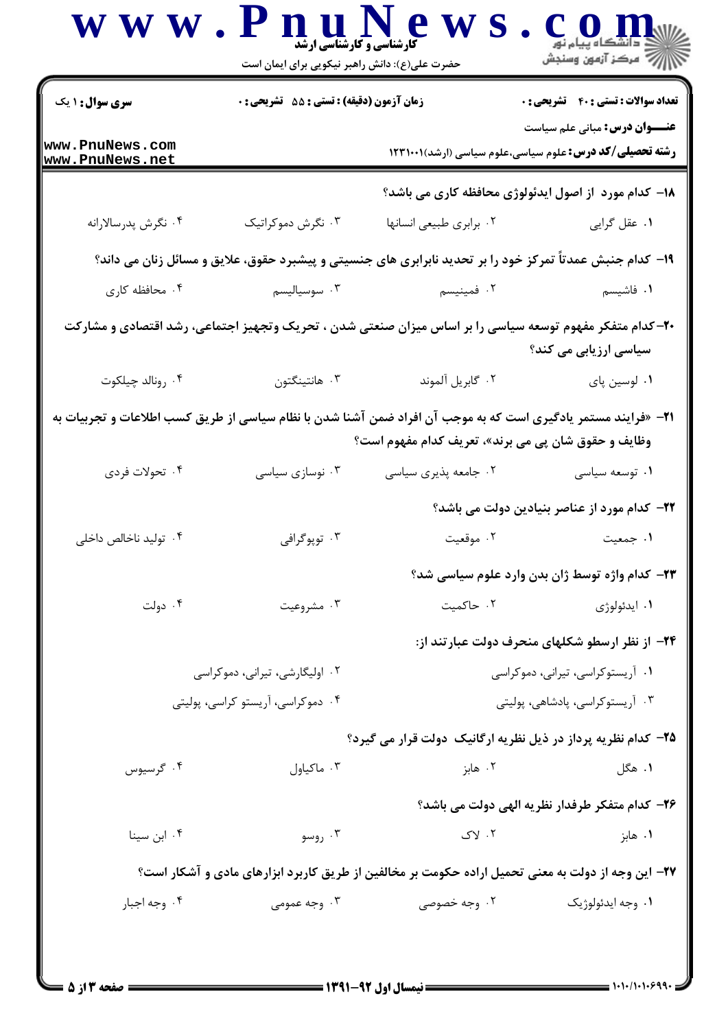۱۸- کدام مورد از اصول ایدئولوژی محافظه کاری می باشد؟

۱. عقل گرایی
۲. برابری طبیعی انسانها
۳. نگرش دموکراتیک
۴. نگرش پدرسالارانه

۱۹- کدام جنبش عمدتاً تمرکز خود را بر تحدید نابرابری های جنسیتی و پیشبرد حقوق، علایق و مسائل زنان می داند؟

۱. فاشیسم
۲. فمینیسم
۳. سوسیالیسم
۴. محافظه کاری

۲۰- کدام متفکر مفهوم توسعه سیاسی را بر اساس میزان صنعتی شدن ، تحریک وتجهیز اجتماعی، رشد اقتصادی و مشارکت سیاسی ارزیابی می کند؟

۱. لوسین پای
۲. گابریل آلموند
۳. هانتینگتون
۴. رونالد چیلکوت

۲۱- «فرایند مستمر یادگیری است که به موجب آن افراد ضمن آشنا شدن با نظام سیاسی از طریق کسب اطلاعات و تجربیات به وظایف و حقوق شان پی می برند»، تعریف کدام مفهوم است؟

۱. توسعه سیاسی
۲. جامعه پذیری سیاسی
۳. نوسازی سیاسی
۴. تحولات فردی

۲۲- کدام مورد از عناصر بنیادین دولت می باشد؟

۱. جمعیت
۲. موقعیت
۳. توپوگرافی
۴. تولید ناخالص داخلی

۲۳- کدام واژه توسط ژان بدن وارد علوم سیاسی شد؟

۱. ایدئولوژی
۲. حاکمیت
۳. مشروعیت
۴. دولت

۲۴- از نظر ارسطو شکلهای منحرف دولت عبارتند از:

۱. آریستوکراسی، تیرانی، دموکراسی
۲. اولیگارشی، تیرانی، دموکراسی
۳. آریستوکراسی، پادشاهی، پولیتی
۴. دموکراسی، آریستو کراسی، پولیتی

۲۵- کدام نظریه پرداز در ذیل نظریه ارگانیک دولت قرار می گیرد؟

۱. هگل
۲. هابز
۳. ماکیاول
۴. گرسیوس

۲۶- کدام متفکر طرفدار نظریه الهی دولت می باشد؟

۱. هابز
۲. لاک
۳. روسو
۴. ابن سینا

۲۷- این وجه از دولت به معنی تحمیل اراده حکومت بر مخالفین از طریق کاربرد ابزارهای مادی و آشکار است؟

۱. وجه ایدئولوژیک
۲. وجه خصوصی
۳. وجه عمومی
۴. وجه اجبار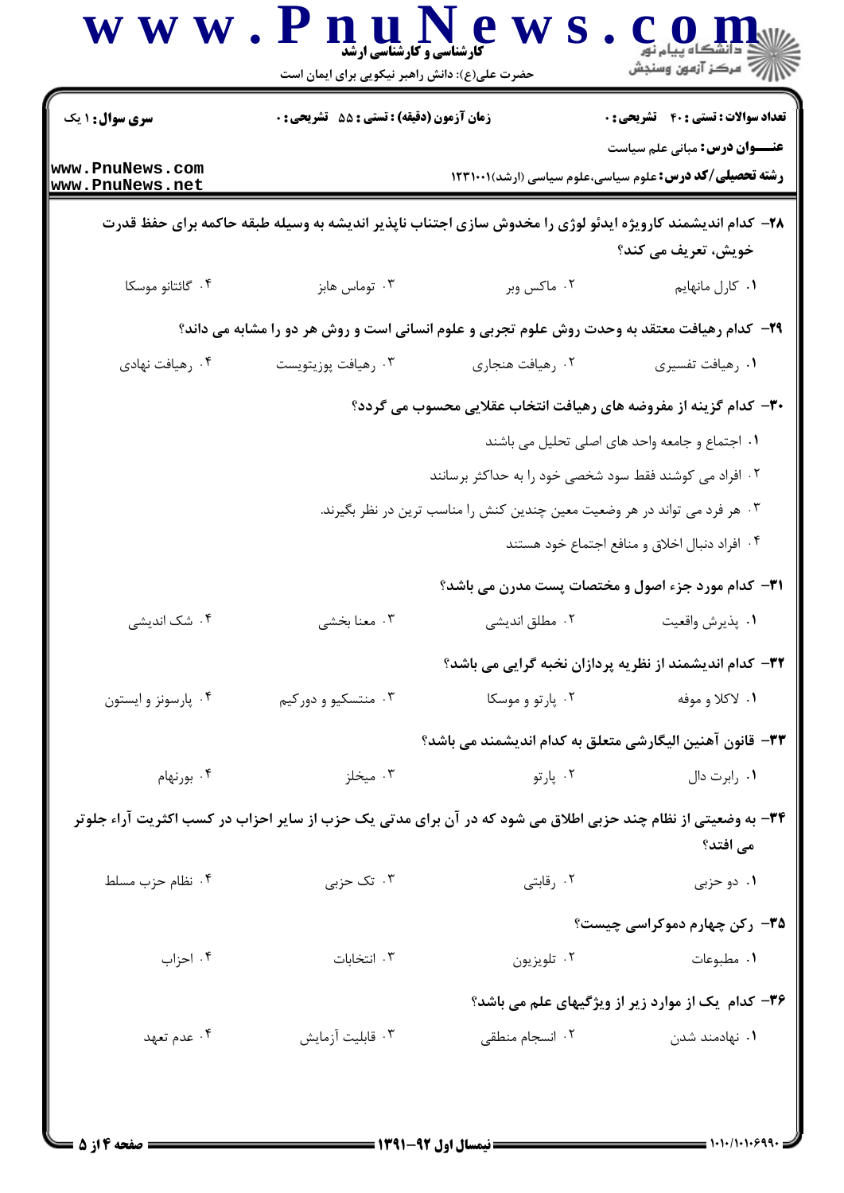**سری سوال:** ۱ یک

**زمان آزمون (دقیقه) : تستی :** ۵۵ **تشریحی :** ۰

**تعداد سوالات : تستی :** ۴۰ **تشریحی :** ۰

**عنـــوان درس:** مبانی علم سیاست

**رشته تحصیلی/کد درس:** علوم سیاسی،علوم سیاسی (ارشد)۱۲۳۱۰۰۱

**۲۸- کدام اندیشمند کارویژه ایدئو لوژی را مخدوش سازی اجتناب ناپذیر اندیشه به وسیله طبقه حاکمه برای حفظ قدرت خویش، تعریف می کند؟**

۱. کارل مانهایم
۲. ماکس وبر
۳. توماس هابز
۴. گائتانو موسکا

**۲۹- کدام رهیافت معتقد به وحدت روش علوم تجربی و علوم انسانی است و روش هر دو را مشابه می داند؟**

۱. رهیافت تفسیری
۲. رهیافت هنجاری
۳. رهیافت پوزیتویست
۴. رهیافت نهادی

**۳۰- کدام گزینه از مفروضه های رهیافت انتخاب عقلایی محسوب می گردد؟**

۱. اجتماع و جامعه واحد های اصلی تحلیل می باشند
۲. افراد می کوشند فقط سود شخصی خود را به حداکثر برسانند
۳. هر فرد می تواند در هر وضعیت معین چندین کنش را مناسب ترین در نظر بگیرند.
۴. افراد دنبال اخلاق و منافع اجتماع خود هستند

**۳۱- کدام مورد جزء اصول و مختصات پست مدرن می باشد؟**

۱. پذیرش واقعیت
۲. مطلق اندیشی
۳. معنا بخشی
۴. شک اندیشی

**۳۲- کدام اندیشمند از نظریه پردازان نخبه گرایی می باشد؟**

۱. لاکلا و موفه
۲. پارتو و موسکا
۳. منتسکیو و دورکیم
۴. پارسونز و ایستون

**۳۳- قانون آهنین الیگارشی متعلق به کدام اندیشمند می باشد؟**

۱. رابرت دال
۲. پارتو
۳. میخلز
۴. بورنهام

**۳۴- به وضعیتی از نظام چند حزبی اطلاق می شود که در آن برای مدتی یک حزب از سایر احزاب در کسب اکثریت آراء جلوتر می افتد؟**

۱. دو حزبی
۲. رقابتی
۳. تک حزبی
۴. نظام حزب مسلط

**۳۵- رکن چهارم دموکراسی چیست؟**

۱. مطبوعات
۲. تلویزیون
۳. انتخابات
۴. احزاب

**۳۶- کدام یک از موارد زیر از ویژگیهای علم می باشد؟**

۱. نهادمند شدن
۲. انسجام منطقی
۳. قابلیت آزمایش
۴. عدم تعهد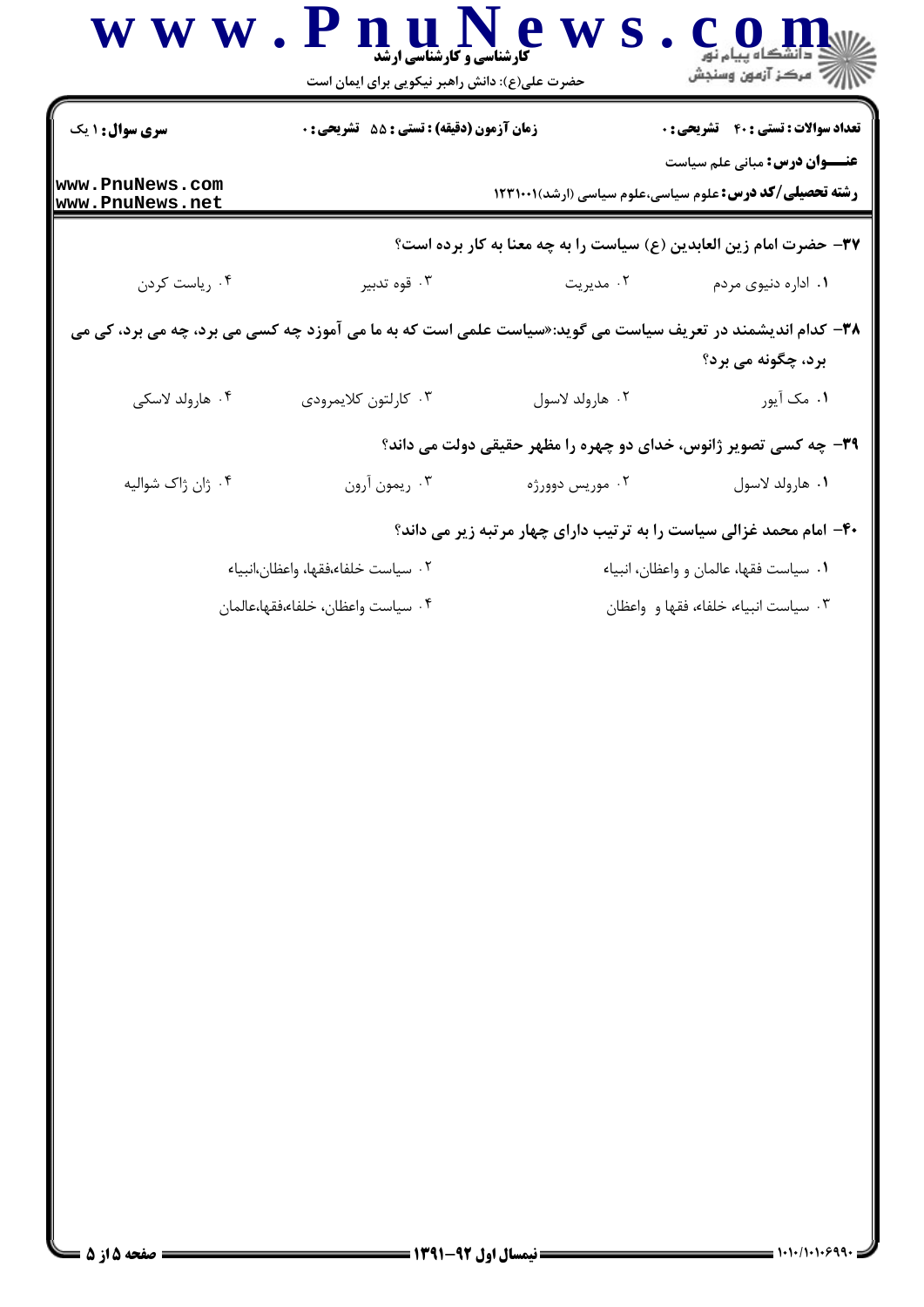۳۷- حضرت امام زین العابدین (ع) سیاست را به چه معنا به کار برده است؟

۱. اداره دنیوی مردم
۲. مدیریت
۳. قوه تدبیر
۴. ریاست کردن

۳۸- کدام اندیشمند در تعریف سیاست می گوید:«سیاست علمی است که به ما می آموزد چه کسی می برد، چه می برد، کی می برد، چگونه می برد؟

۱. مک آیور
۲. هارولد لاسول
۳. کارلتون کلایمرودی
۴. هارولد لاسکی

۳۹- چه کسی تصویر ژانوس، خدای دو چهره را مظهر حقیقی دولت می داند؟

۱. هارولد لاسول
۲. موریس دوورژه
۳. ریمون آرون
۴. ژان ژاک شوالیه

۴۰- امام محمد غزالی سیاست را به ترتیب دارای چهار مرتبه زیر می داند؟

۱. سیاست فقها، عالمان و واعظان، انبیاء
۲. سیاست خلفاء،فقها، واعظان،انبیاء
۳. سیاست انبیاء، خلفاء، فقها و واعظان
۴. سیاست واعظان، خلفاء،فقها،عالمان